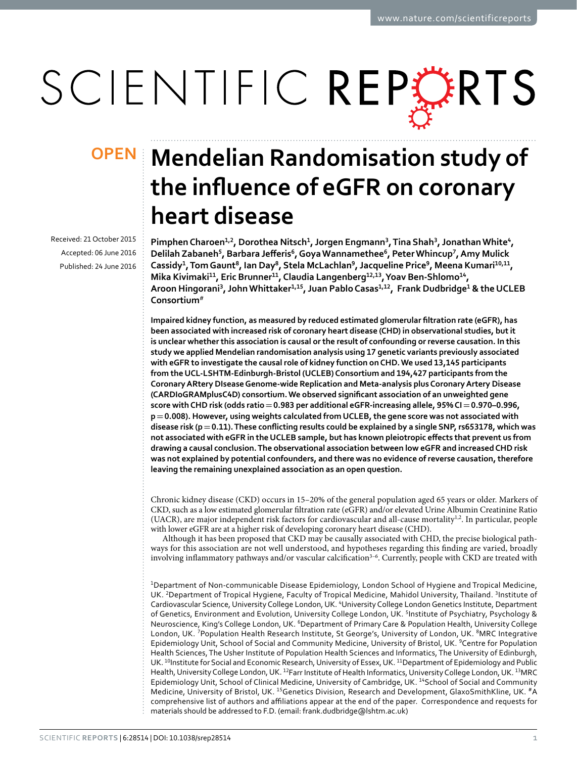OPEN

# Mendelian Randomisation study of the influence of eGFR on coronary heart disease

Received: 21 October 2015
Accepted: 06 June 2016
Published: 24 June 2016

**Pimphen Charoen[1,2], Dorothea Nitsch[1], Jorgen Engmann[3], Tina Shah[3], Jonathan White[4], Delilah Zabaneh[5], Barbara Jefferis[6], Goya Wannamethee[6], Peter Whincup[7], Amy Mulick Cassidy[1], Tom Gaunt[8], Ian Day[8], Stela McLachlan[9], Jacqueline Price[9], Meena Kumari[10,11], Mika Kivimaki[11], Eric Brunner[11], Claudia Langenberg[12,13], Yoav Ben-Shlomo[14], Aroon Hingorani[3], John Whittaker[1,15], Juan Pablo Casas[1,12], Frank Dudbridge[1] & the UCLEB Consortium[#]**

**Impaired kidney function, as measured by reduced estimated glomerular filtration rate (eGFR), has been associated with increased risk of coronary heart disease (CHD) in observational studies, but it is unclear whether this association is causal or the result of confounding or reverse causation. In this study we applied Mendelian randomisation analysis using 17 genetic variants previously associated with eGFR to investigate the causal role of kidney function on CHD. We used 13,145 participants from the UCL-LSHTM-Edinburgh-Bristol (UCLEB) Consortium and 194,427 participants from the Coronary ARtery DIsease Genome-wide Replication and Meta-analysis plus Coronary Artery Disease (CARDIoGRAMplusC4D) consortium. We observed significant association of an unweighted gene score with CHD risk (odds ratio = 0.983 per additional eGFR-increasing allele, 95% CI = 0.970–0.996, p = 0.008). However, using weights calculated from UCLEB, the gene score was not associated with disease risk (p = 0.11). These conflicting results could be explained by a single SNP, rs653178, which was not associated with eGFR in the UCLEB sample, but has known pleiotropic effects that prevent us from drawing a causal conclusion. The observational association between low eGFR and increased CHD risk was not explained by potential confounders, and there was no evidence of reverse causation, therefore leaving the remaining unexplained association as an open question.**

Chronic kidney disease (CKD) occurs in 15–20% of the general population aged 65 years or older. Markers of CKD, such as a low estimated glomerular filtration rate (eGFR) and/or elevated Urine Albumin Creatinine Ratio (UACR), are major independent risk factors for cardiovascular and all-cause mortality[1,2]. In particular, people with lower eGFR are at a higher risk of developing coronary heart disease (CHD).

Although it has been proposed that CKD may be causally associated with CHD, the precise biological pathways for this association are not well understood, and hypotheses regarding this finding are varied, broadly involving inflammatory pathways and/or vascular calcification[3–6]. Currently, people with CKD are treated with

[1]Department of Non-communicable Disease Epidemiology, London School of Hygiene and Tropical Medicine, UK. [2]Department of Tropical Hygiene, Faculty of Tropical Medicine, Mahidol University, Thailand. [3]Institute of Cardiovascular Science, University College London, UK. [4]University College London Genetics Institute, Department of Genetics, Environment and Evolution, University College London, UK. [5]Institute of Psychiatry, Psychology & Neuroscience, King's College London, UK. [6]Department of Primary Care & Population Health, University College London, UK. [7]Population Health Research Institute, St George's, University of London, UK. [8]MRC Integrative Epidemiology Unit, School of Social and Community Medicine, University of Bristol, UK. [9]Centre for Population Health Sciences, The Usher Institute of Population Health Sciences and Informatics, The University of Edinburgh, UK. [10]Institute for Social and Economic Research, University of Essex, UK. [11]Department of Epidemiology and Public Health, University College London, UK. [12]Farr Institute of Health Informatics, University College London, UK. [13]MRC Epidemiology Unit, School of Clinical Medicine, University of Cambridge, UK. [14]School of Social and Community Medicine, University of Bristol, UK. [15]Genetics Division, Research and Development, GlaxoSmithKline, UK. [#]A comprehensive list of authors and affiliations appear at the end of the paper. Correspondence and requests for materials should be addressed to F.D. (email: frank.dudbridge@lshtm.ac.uk)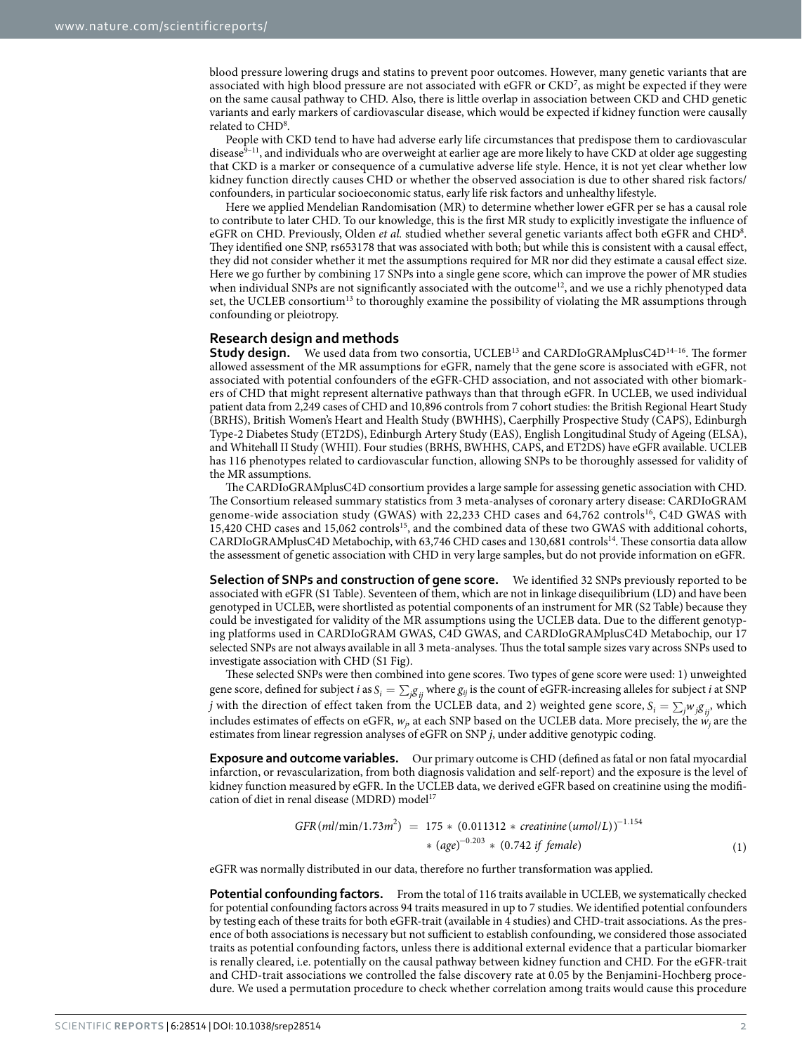blood pressure lowering drugs and statins to prevent poor outcomes. However, many genetic variants that are associated with high blood pressure are not associated with eGFR or CKD[7], as might be expected if they were on the same causal pathway to CHD. Also, there is little overlap in association between CKD and CHD genetic variants and early markers of cardiovascular disease, which would be expected if kidney function were causally related to CHD[8].

People with CKD tend to have had adverse early life circumstances that predispose them to cardiovascular disease[9–11], and individuals who are overweight at earlier age are more likely to have CKD at older age suggesting that CKD is a marker or consequence of a cumulative adverse life style. Hence, it is not yet clear whether low kidney function directly causes CHD or whether the observed association is due to other shared risk factors/confounders, in particular socioeconomic status, early life risk factors and unhealthy lifestyle.

Here we applied Mendelian Randomisation (MR) to determine whether lower eGFR per se has a causal role to contribute to later CHD. To our knowledge, this is the first MR study to explicitly investigate the influence of eGFR on CHD. Previously, Olden *et al.* studied whether several genetic variants affect both eGFR and CHD[8]. They identified one SNP, rs653178 that was associated with both; but while this is consistent with a causal effect, they did not consider whether it met the assumptions required for MR nor did they estimate a causal effect size. Here we go further by combining 17 SNPs into a single gene score, which can improve the power of MR studies when individual SNPs are not significantly associated with the outcome[12], and we use a richly phenotyped data set, the UCLEB consortium[13] to thoroughly examine the possibility of violating the MR assumptions through confounding or pleiotropy.

## Research design and methods

**Study design.** We used data from two consortia, UCLEB[13] and CARDIoGRAMplusC4D[14–16]. The former allowed assessment of the MR assumptions for eGFR, namely that the gene score is associated with eGFR, not associated with potential confounders of the eGFR-CHD association, and not associated with other biomarkers of CHD that might represent alternative pathways than that through eGFR. In UCLEB, we used individual patient data from 2,249 cases of CHD and 10,896 controls from 7 cohort studies: the British Regional Heart Study (BRHS), British Women's Heart and Health Study (BWHHS), Caerphilly Prospective Study (CAPS), Edinburgh Type-2 Diabetes Study (ET2DS), Edinburgh Artery Study (EAS), English Longitudinal Study of Ageing (ELSA), and Whitehall II Study (WHII). Four studies (BRHS, BWHHS, CAPS, and ET2DS) have eGFR available. UCLEB has 116 phenotypes related to cardiovascular function, allowing SNPs to be thoroughly assessed for validity of the MR assumptions.

The CARDIoGRAMplusC4D consortium provides a large sample for assessing genetic association with CHD. The Consortium released summary statistics from 3 meta-analyses of coronary artery disease: CARDIoGRAM genome-wide association study (GWAS) with 22,233 CHD cases and 64,762 controls[16], C4D GWAS with 15,420 CHD cases and 15,062 controls[15], and the combined data of these two GWAS with additional cohorts, CARDIoGRAMplusC4D Metabochip, with 63,746 CHD cases and 130,681 controls[14]. These consortia data allow the assessment of genetic association with CHD in very large samples, but do not provide information on eGFR.

**Selection of SNPs and construction of gene score.** We identified 32 SNPs previously reported to be associated with eGFR (S1 Table). Seventeen of them, which are not in linkage disequilibrium (LD) and have been genotyped in UCLEB, were shortlisted as potential components of an instrument for MR (S2 Table) because they could be investigated for validity of the MR assumptions using the UCLEB data. Due to the different genotyping platforms used in CARDIoGRAM GWAS, C4D GWAS, and CARDIoGRAMplusC4D Metabochip, our 17 selected SNPs are not always available in all 3 meta-analyses. Thus the total sample sizes vary across SNPs used to investigate association with CHD (S1 Fig).

These selected SNPs were then combined into gene scores. Two types of gene score were used: 1) unweighted gene score, defined for subject $i$ as $S_i = \sum_j g_{ij}$ where $g_{ij}$ is the count of eGFR-increasing alleles for subject $i$ at SNP $j$ with the direction of effect taken from the UCLEB data, and 2) weighted gene score, $S_i = \sum_j w_j g_{ij}$, which includes estimates of effects on eGFR, $w_j$, at each SNP based on the UCLEB data. More precisely, the $w_j$ are the estimates from linear regression analyses of eGFR on SNP $j$, under additive genotypic coding.

**Exposure and outcome variables.** Our primary outcome is CHD (defined as fatal or non fatal myocardial infarction, or revascularization, from both diagnosis validation and self-report) and the exposure is the level of kidney function measured by eGFR. In the UCLEB data, we derived eGFR based on creatinine using the modification of diet in renal disease (MDRD) model[17]

$$GFR\,(ml/\text{min}/1.73m^2) = 175 * (0.011312 * creatinine\,(umol/L))^{-1.154} * (age)^{-0.203} * (0.742 \text{ if female}) \quad (1)$$

eGFR was normally distributed in our data, therefore no further transformation was applied.

**Potential confounding factors.** From the total of 116 traits available in UCLEB, we systematically checked for potential confounding factors across 94 traits measured in up to 7 studies. We identified potential confounders by testing each of these traits for both eGFR-trait (available in 4 studies) and CHD-trait associations. As the presence of both associations is necessary but not sufficient to establish confounding, we considered those associated traits as potential confounding factors, unless there is additional external evidence that a particular biomarker is renally cleared, i.e. potentially on the causal pathway between kidney function and CHD. For the eGFR-trait and CHD-trait associations we controlled the false discovery rate at 0.05 by the Benjamini-Hochberg procedure. We used a permutation procedure to check whether correlation among traits would cause this procedure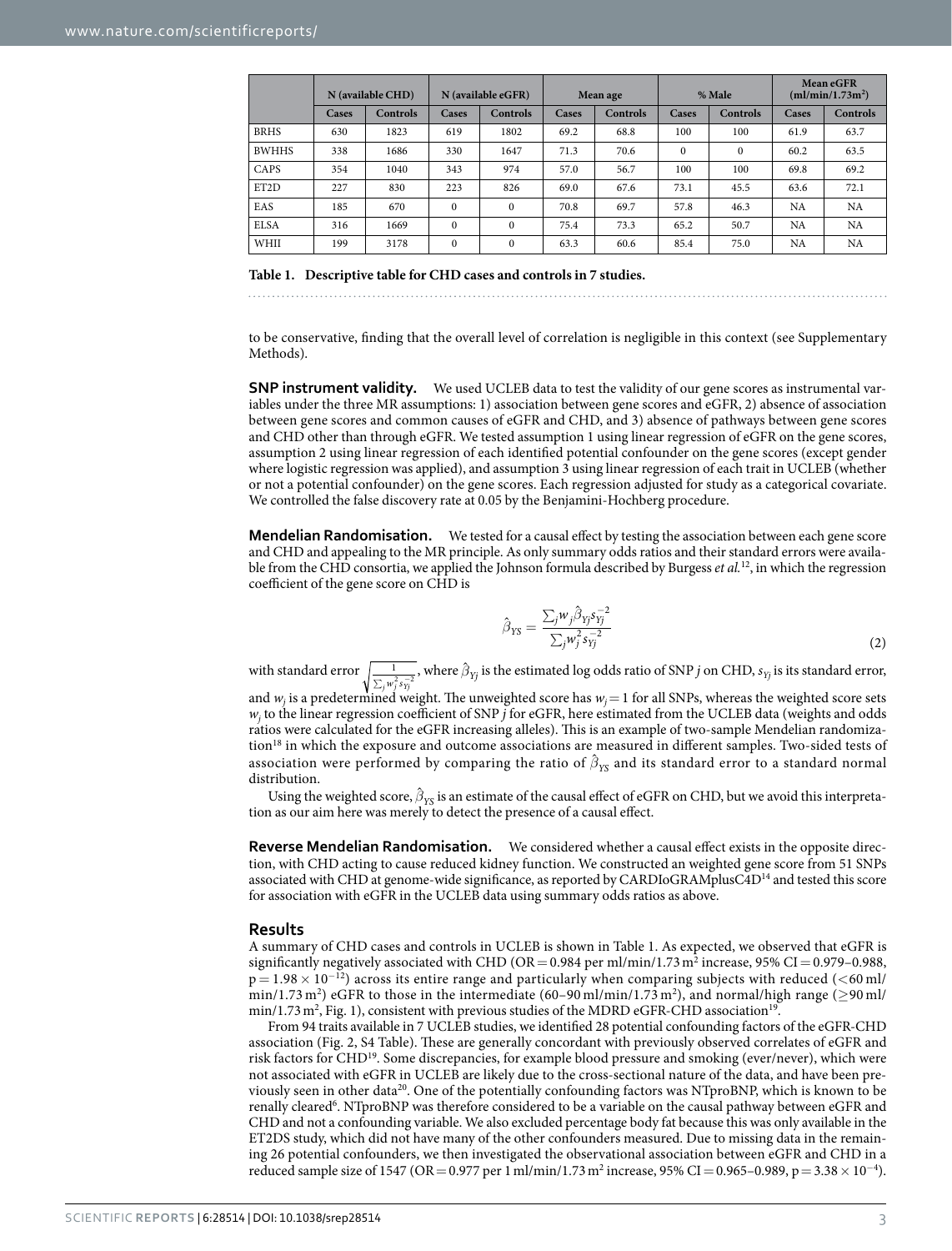| | N (available CHD) | | N (available eGFR) | | Mean age | | % Male | | Mean eGFR (ml/min/1.73m$^2$) | |
|---|---|---|---|---|---|---|---|---|---|---|
| | Cases | Controls | Cases | Controls | Cases | Controls | Cases | Controls | Cases | Controls |
| BRHS | 630 | 1823 | 619 | 1802 | 69.2 | 68.8 | 100 | 100 | 61.9 | 63.7 |
| BWHHS | 338 | 1686 | 330 | 1647 | 71.3 | 70.6 | 0 | 0 | 60.2 | 63.5 |
| CAPS | 354 | 1040 | 343 | 974 | 57.0 | 56.7 | 100 | 100 | 69.8 | 69.2 |
| ET2D | 227 | 830 | 223 | 826 | 69.0 | 67.6 | 73.1 | 45.5 | 63.6 | 72.1 |
| EAS | 185 | 670 | 0 | 0 | 70.8 | 69.7 | 57.8 | 46.3 | NA | NA |
| ELSA | 316 | 1669 | 0 | 0 | 75.4 | 73.3 | 65.2 | 50.7 | NA | NA |
| WHII | 199 | 3178 | 0 | 0 | 63.3 | 60.6 | 85.4 | 75.0 | NA | NA |

**Table 1. Descriptive table for CHD cases and controls in 7 studies.**

to be conservative, finding that the overall level of correlation is negligible in this context (see Supplementary Methods).

**SNP instrument validity.** We used UCLEB data to test the validity of our gene scores as instrumental variables under the three MR assumptions: 1) association between gene scores and eGFR, 2) absence of association between gene scores and common causes of eGFR and CHD, and 3) absence of pathways between gene scores and CHD other than through eGFR. We tested assumption 1 using linear regression of eGFR on the gene scores, assumption 2 using linear regression of each identified potential confounder on the gene scores (except gender where logistic regression was applied), and assumption 3 using linear regression of each trait in UCLEB (whether or not a potential confounder) on the gene scores. Each regression adjusted for study as a categorical covariate. We controlled the false discovery rate at 0.05 by the Benjamini-Hochberg procedure.

**Mendelian Randomisation.** We tested for a causal effect by testing the association between each gene score and CHD and appealing to the MR principle. As only summary odds ratios and their standard errors were available from the CHD consortia, we applied the Johnson formula described by Burgess *et al.*[12], in which the regression coefficient of the gene score on CHD is

$$\hat{\beta}_{YS} = \frac{\sum_j w_j \hat{\beta}_{Yj} s_{Yj}^{-2}}{\sum_j w_j^2 s_{Yj}^{-2}} \tag{2}$$

with standard error $\sqrt{\frac{1}{\sum_j w_j^2 s_{Yj}^{-2}}}$, where $\hat{\beta}_{Yj}$ is the estimated log odds ratio of SNP $j$ on CHD, $s_{Yj}$ is its standard error, and $w_j$ is a predetermined weight. The unweighted score has $w_j = 1$ for all SNPs, whereas the weighted score sets $w_j$ to the linear regression coefficient of SNP $j$ for eGFR, here estimated from the UCLEB data (weights and odds ratios were calculated for the eGFR increasing alleles). This is an example of two-sample Mendelian randomization[18] in which the exposure and outcome associations are measured in different samples. Two-sided tests of association were performed by comparing the ratio of $\hat{\beta}_{YS}$ and its standard error to a standard normal distribution.

Using the weighted score, $\hat{\beta}_{YS}$ is an estimate of the causal effect of eGFR on CHD, but we avoid this interpretation as our aim here was merely to detect the presence of a causal effect.

**Reverse Mendelian Randomisation.** We considered whether a causal effect exists in the opposite direction, with CHD acting to cause reduced kidney function. We constructed an weighted gene score from 51 SNPs associated with CHD at genome-wide significance, as reported by CARDIoGRAMplusC4D[14] and tested this score for association with eGFR in the UCLEB data using summary odds ratios as above.

## Results

A summary of CHD cases and controls in UCLEB is shown in Table 1. As expected, we observed that eGFR is significantly negatively associated with CHD (OR = 0.984 per ml/min/1.73 m$^2$ increase, 95% CI = 0.979–0.988, $p = 1.98 \times 10^{-12}$) across its entire range and particularly when comparing subjects with reduced (<60 ml/min/1.73 m$^2$) eGFR to those in the intermediate (60–90 ml/min/1.73 m$^2$), and normal/high range (≥90 ml/min/1.73 m$^2$, Fig. 1), consistent with previous studies of the MDRD eGFR-CHD association[19].

From 94 traits available in 7 UCLEB studies, we identified 28 potential confounding factors of the eGFR-CHD association (Fig. 2, S4 Table). These are generally concordant with previously observed correlates of eGFR and risk factors for CHD[19]. Some discrepancies, for example blood pressure and smoking (ever/never), which were not associated with eGFR in UCLEB are likely due to the cross-sectional nature of the data, and have been previously seen in other data[20]. One of the potentially confounding factors was NTproBNP, which is known to be renally cleared[6]. NTproBNP was therefore considered to be a variable on the causal pathway between eGFR and CHD and not a confounding variable. We also excluded percentage body fat because this was only available in the ET2DS study, which did not have many of the other confounders measured. Due to missing data in the remaining 26 potential confounders, we then investigated the observational association between eGFR and CHD in a reduced sample size of 1547 (OR = 0.977 per 1 ml/min/1.73 m$^2$ increase, 95% CI = 0.965–0.989, $p = 3.38 \times 10^{-4}$).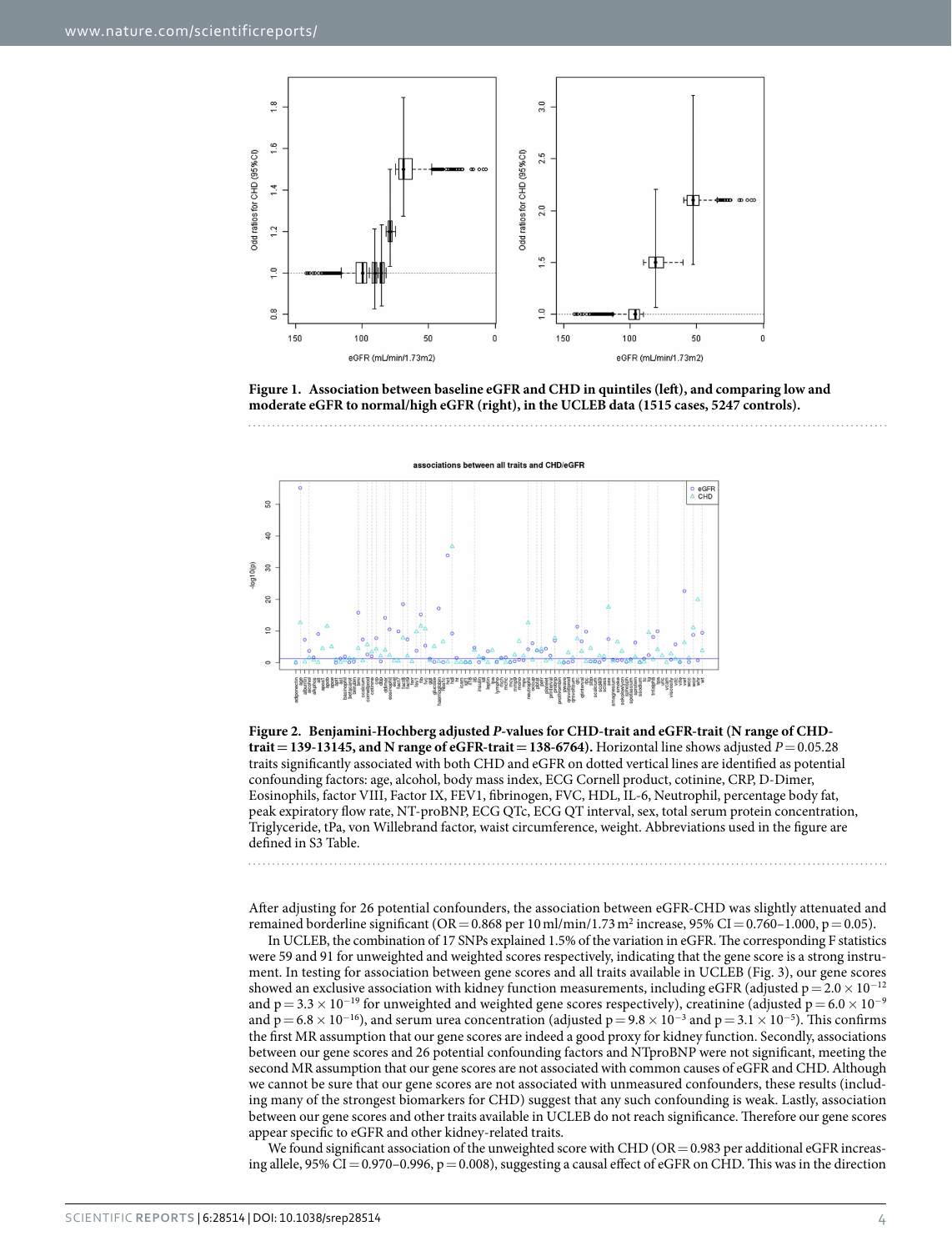**Figure 1. Association between baseline eGFR and CHD in quintiles (left), and comparing low and moderate eGFR to normal/high eGFR (right), in the UCLEB data (1515 cases, 5247 controls).**

**Figure 2. Benjamini-Hochberg adjusted *P*-values for CHD-trait and eGFR-trait (N range of CHD-trait = 139-13145, and N range of eGFR-trait = 138-6764).** Horizontal line shows adjusted $P = 0.05$. 28 traits significantly associated with both CHD and eGFR on dotted vertical lines are identified as potential confounding factors: age, alcohol, body mass index, ECG Cornell product, cotinine, CRP, D-Dimer, Eosinophils, factor VIII, Factor IX, FEV1, fibrinogen, FVC, HDL, IL-6, Neutrophil, percentage body fat, peak expiratory flow rate, NT-proBNP, ECG QTc, ECG QT interval, sex, total serum protein concentration, Triglyceride, tPa, von Willebrand factor, waist circumference, weight. Abbreviations used in the figure are defined in S3 Table.

After adjusting for 26 potential confounders, the association between eGFR-CHD was slightly attenuated and remained borderline significant (OR = 0.868 per 10 ml/min/1.73 m$^2$ increase, 95% CI = 0.760–1.000, p = 0.05).

In UCLEB, the combination of 17 SNPs explained 1.5% of the variation in eGFR. The corresponding F statistics were 59 and 91 for unweighted and weighted scores respectively, indicating that the gene score is a strong instrument. In testing for association between gene scores and all traits available in UCLEB (Fig. 3), our gene scores showed an exclusive association with kidney function measurements, including eGFR (adjusted $p = 2.0 \times 10^{-12}$ and $p = 3.3 \times 10^{-19}$ for unweighted and weighted gene scores respectively), creatinine (adjusted $p = 6.0 \times 10^{-9}$ and $p = 6.8 \times 10^{-16}$), and serum urea concentration (adjusted $p = 9.8 \times 10^{-3}$ and $p = 3.1 \times 10^{-5}$). This confirms the first MR assumption that our gene scores are indeed a good proxy for kidney function. Secondly, associations between our gene scores and 26 potential confounding factors and NTproBNP were not significant, meeting the second MR assumption that our gene scores are not associated with common causes of eGFR and CHD. Although we cannot be sure that our gene scores are not associated with unmeasured confounders, these results (including many of the strongest biomarkers for CHD) suggest that any such confounding is weak. Lastly, association between our gene scores and other traits available in UCLEB do not reach significance. Therefore our gene scores appear specific to eGFR and other kidney-related traits.

We found significant association of the unweighted score with CHD (OR = 0.983 per additional eGFR increasing allele, 95% CI = 0.970–0.996, p = 0.008), suggesting a causal effect of eGFR on CHD. This was in the direction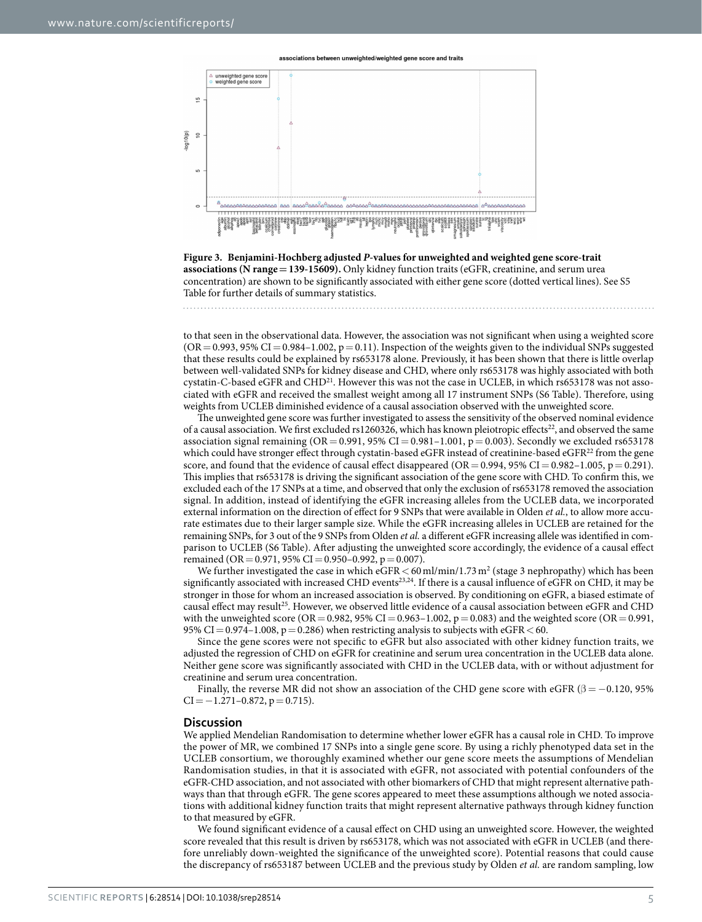**Figure 3. Benjamini-Hochberg adjusted *P*-values for unweighted and weighted gene score-trait associations (N range = 139-15609).** Only kidney function traits (eGFR, creatinine, and serum urea concentration) are shown to be significantly associated with either gene score (dotted vertical lines). See S5 Table for further details of summary statistics.

to that seen in the observational data. However, the association was not significant when using a weighted score (OR = 0.993, 95% CI = 0.984–1.002, p = 0.11). Inspection of the weights given to the individual SNPs suggested that these results could be explained by rs653178 alone. Previously, it has been shown that there is little overlap between well-validated SNPs for kidney disease and CHD, where only rs653178 was highly associated with both cystatin-C-based eGFR and CHD[21]. However this was not the case in UCLEB, in which rs653178 was not associated with eGFR and received the smallest weight among all 17 instrument SNPs (S6 Table). Therefore, using weights from UCLEB diminished evidence of a causal association observed with the unweighted score.

The unweighted gene score was further investigated to assess the sensitivity of the observed nominal evidence of a causal association. We first excluded rs1260326, which has known pleiotropic effects[22], and observed the same association signal remaining (OR = 0.991, 95% CI = 0.981–1.001, p = 0.003). Secondly we excluded rs653178 which could have stronger effect through cystatin-based eGFR instead of creatinine-based eGFR[22] from the gene score, and found that the evidence of causal effect disappeared (OR = 0.994, 95% CI = 0.982–1.005, p = 0.291). This implies that rs653178 is driving the significant association of the gene score with CHD. To confirm this, we excluded each of the 17 SNPs at a time, and observed that only the exclusion of rs653178 removed the association signal. In addition, instead of identifying the eGFR increasing alleles from the UCLEB data, we incorporated external information on the direction of effect for 9 SNPs that were available in Olden *et al.*, to allow more accurate estimates due to their larger sample size. While the eGFR increasing alleles in UCLEB are retained for the remaining SNPs, for 3 out of the 9 SNPs from Olden *et al.* a different eGFR increasing allele was identified in comparison to UCLEB (S6 Table). After adjusting the unweighted score accordingly, the evidence of a causal effect remained (OR = 0.971, 95% CI = 0.950–0.992, p = 0.007).

We further investigated the case in which eGFR < 60 ml/min/1.73 $m^2$ (stage 3 nephropathy) which has been significantly associated with increased CHD events[23,24]. If there is a causal influence of eGFR on CHD, it may be stronger in those for whom an increased association is observed. By conditioning on eGFR, a biased estimate of causal effect may result[25]. However, we observed little evidence of a causal association between eGFR and CHD with the unweighted score (OR = 0.982, 95% CI = 0.963–1.002, p = 0.083) and the weighted score (OR = 0.991, 95% CI = 0.974–1.008, p = 0.286) when restricting analysis to subjects with eGFR < 60.

Since the gene scores were not specific to eGFR but also associated with other kidney function traits, we adjusted the regression of CHD on eGFR for creatinine and serum urea concentration in the UCLEB data alone. Neither gene score was significantly associated with CHD in the UCLEB data, with or without adjustment for creatinine and serum urea concentration.

Finally, the reverse MR did not show an association of the CHD gene score with eGFR (β = −0.120, 95% CI = −1.271–0.872, p = 0.715).

## Discussion

We applied Mendelian Randomisation to determine whether lower eGFR has a causal role in CHD. To improve the power of MR, we combined 17 SNPs into a single gene score. By using a richly phenotyped data set in the UCLEB consortium, we thoroughly examined whether our gene score meets the assumptions of Mendelian Randomisation studies, in that it is associated with eGFR, not associated with potential confounders of the eGFR-CHD association, and not associated with other biomarkers of CHD that might represent alternative pathways than that through eGFR. The gene scores appeared to meet these assumptions although we noted associations with additional kidney function traits that might represent alternative pathways through kidney function to that measured by eGFR.

We found significant evidence of a causal effect on CHD using an unweighted score. However, the weighted score revealed that this result is driven by rs653178, which was not associated with eGFR in UCLEB (and therefore unreliably down-weighted the significance of the unweighted score). Potential reasons that could cause the discrepancy of rs653187 between UCLEB and the previous study by Olden *et al.* are random sampling, low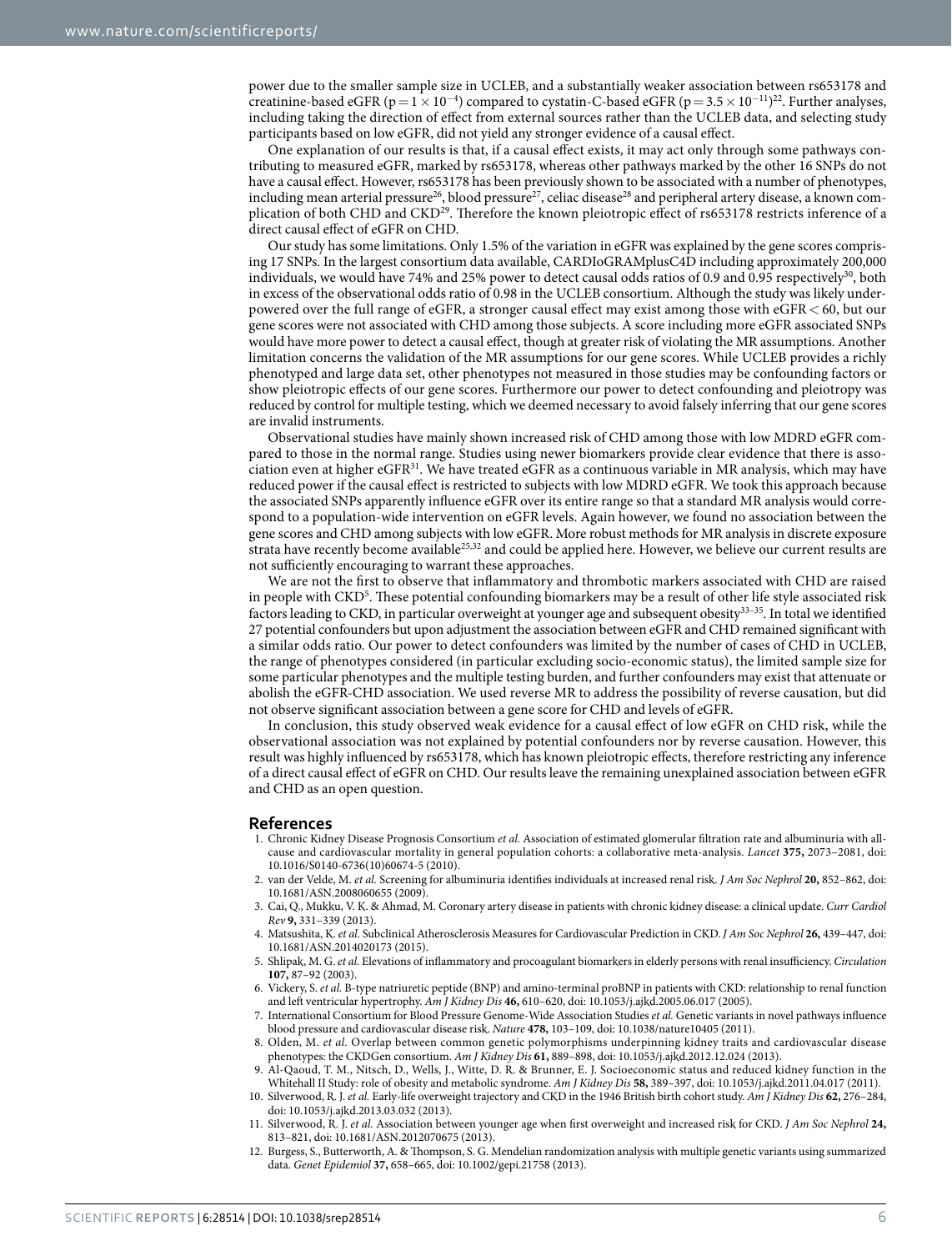power due to the smaller sample size in UCLEB, and a substantially weaker association between rs653178 and creatinine-based eGFR ($p = 1 \times 10^{-4}$) compared to cystatin-C-based eGFR ($p = 3.5 \times 10^{-11}$)[22]. Further analyses, including taking the direction of effect from external sources rather than the UCLEB data, and selecting study participants based on low eGFR, did not yield any stronger evidence of a causal effect.

One explanation of our results is that, if a causal effect exists, it may act only through some pathways contributing to measured eGFR, marked by rs653178, whereas other pathways marked by the other 16 SNPs do not have a causal effect. However, rs653178 has been previously shown to be associated with a number of phenotypes, including mean arterial pressure[26], blood pressure[27], celiac disease[28] and peripheral artery disease, a known complication of both CHD and CKD[29]. Therefore the known pleiotropic effect of rs653178 restricts inference of a direct causal effect of eGFR on CHD.

Our study has some limitations. Only 1.5% of the variation in eGFR was explained by the gene scores comprising 17 SNPs. In the largest consortium data available, CARDIoGRAMplusC4D including approximately 200,000 individuals, we would have 74% and 25% power to detect causal odds ratios of 0.9 and 0.95 respectively[30], both in excess of the observational odds ratio of 0.98 in the UCLEB consortium. Although the study was likely underpowered over the full range of eGFR, a stronger causal effect may exist among those with eGFR < 60, but our gene scores were not associated with CHD among those subjects. A score including more eGFR associated SNPs would have more power to detect a causal effect, though at greater risk of violating the MR assumptions. Another limitation concerns the validation of the MR assumptions for our gene scores. While UCLEB provides a richly phenotyped and large data set, other phenotypes not measured in those studies may be confounding factors or show pleiotropic effects of our gene scores. Furthermore our power to detect confounding and pleiotropy was reduced by control for multiple testing, which we deemed necessary to avoid falsely inferring that our gene scores are invalid instruments.

Observational studies have mainly shown increased risk of CHD among those with low MDRD eGFR compared to those in the normal range. Studies using newer biomarkers provide clear evidence that there is association even at higher eGFR[31]. We have treated eGFR as a continuous variable in MR analysis, which may have reduced power if the causal effect is restricted to subjects with low MDRD eGFR. We took this approach because the associated SNPs apparently influence eGFR over its entire range so that a standard MR analysis would correspond to a population-wide intervention on eGFR levels. Again however, we found no association between the gene scores and CHD among subjects with low eGFR. More robust methods for MR analysis in discrete exposure strata have recently become available[25,32] and could be applied here. However, we believe our current results are not sufficiently encouraging to warrant these approaches.

We are not the first to observe that inflammatory and thrombotic markers associated with CHD are raised in people with CKD[5]. These potential confounding biomarkers may be a result of other life style associated risk factors leading to CKD, in particular overweight at younger age and subsequent obesity[33–35]. In total we identified 27 potential confounders but upon adjustment the association between eGFR and CHD remained significant with a similar odds ratio. Our power to detect confounders was limited by the number of cases of CHD in UCLEB, the range of phenotypes considered (in particular excluding socio-economic status), the limited sample size for some particular phenotypes and the multiple testing burden, and further confounders may exist that attenuate or abolish the eGFR-CHD association. We used reverse MR to address the possibility of reverse causation, but did not observe significant association between a gene score for CHD and levels of eGFR.

In conclusion, this study observed weak evidence for a causal effect of low eGFR on CHD risk, while the observational association was not explained by potential confounders nor by reverse causation. However, this result was highly influenced by rs653178, which has known pleiotropic effects, therefore restricting any inference of a direct causal effect of eGFR on CHD. Our results leave the remaining unexplained association between eGFR and CHD as an open question.

## References

1. Chronic Kidney Disease Prognosis Consortium *et al.* Association of estimated glomerular filtration rate and albuminuria with all-cause and cardiovascular mortality in general population cohorts: a collaborative meta-analysis. *Lancet* **375,** 2073–2081, doi: 10.1016/S0140-6736(10)60674-5 (2010).
2. van der Velde, M. *et al.* Screening for albuminuria identifies individuals at increased renal risk. *J Am Soc Nephrol* **20,** 852–862, doi: 10.1681/ASN.2008060655 (2009).
3. Cai, Q., Mukku, V. K. & Ahmad, M. Coronary artery disease in patients with chronic kidney disease: a clinical update. *Curr Cardiol Rev* **9,** 331–339 (2013).
4. Matsushita, K. *et al.* Subclinical Atherosclerosis Measures for Cardiovascular Prediction in CKD. *J Am Soc Nephrol* **26,** 439–447, doi: 10.1681/ASN.2014020173 (2015).
5. Shlipak, M. G. *et al.* Elevations of inflammatory and procoagulant biomarkers in elderly persons with renal insufficiency. *Circulation* **107,** 87–92 (2003).
6. Vickery, S. *et al.* B-type natriuretic peptide (BNP) and amino-terminal proBNP in patients with CKD: relationship to renal function and left ventricular hypertrophy. *Am J Kidney Dis* **46,** 610–620, doi: 10.1053/j.ajkd.2005.06.017 (2005).
7. International Consortium for Blood Pressure Genome-Wide Association Studies *et al.* Genetic variants in novel pathways influence blood pressure and cardiovascular disease risk. *Nature* **478,** 103–109, doi: 10.1038/nature10405 (2011).
8. Olden, M. *et al.* Overlap between common genetic polymorphisms underpinning kidney traits and cardiovascular disease phenotypes: the CKDGen consortium. *Am J Kidney Dis* **61,** 889–898, doi: 10.1053/j.ajkd.2012.12.024 (2013).
9. Al-Qaoud, T. M., Nitsch, D., Wells, J., Witte, D. R. & Brunner, E. J. Socioeconomic status and reduced kidney function in the Whitehall II Study: role of obesity and metabolic syndrome. *Am J Kidney Dis* **58,** 389–397, doi: 10.1053/j.ajkd.2011.04.017 (2011).
10. Silverwood, R. J. *et al.* Early-life overweight trajectory and CKD in the 1946 British birth cohort study. *Am J Kidney Dis* **62,** 276–284, doi: 10.1053/j.ajkd.2013.03.032 (2013).
11. Silverwood, R. J. *et al.* Association between younger age when first overweight and increased risk for CKD. *J Am Soc Nephrol* **24,** 813–821, doi: 10.1681/ASN.2012070675 (2013).
12. Burgess, S., Butterworth, A. & Thompson, S. G. Mendelian randomization analysis with multiple genetic variants using summarized data. *Genet Epidemiol* **37,** 658–665, doi: 10.1002/gepi.21758 (2013).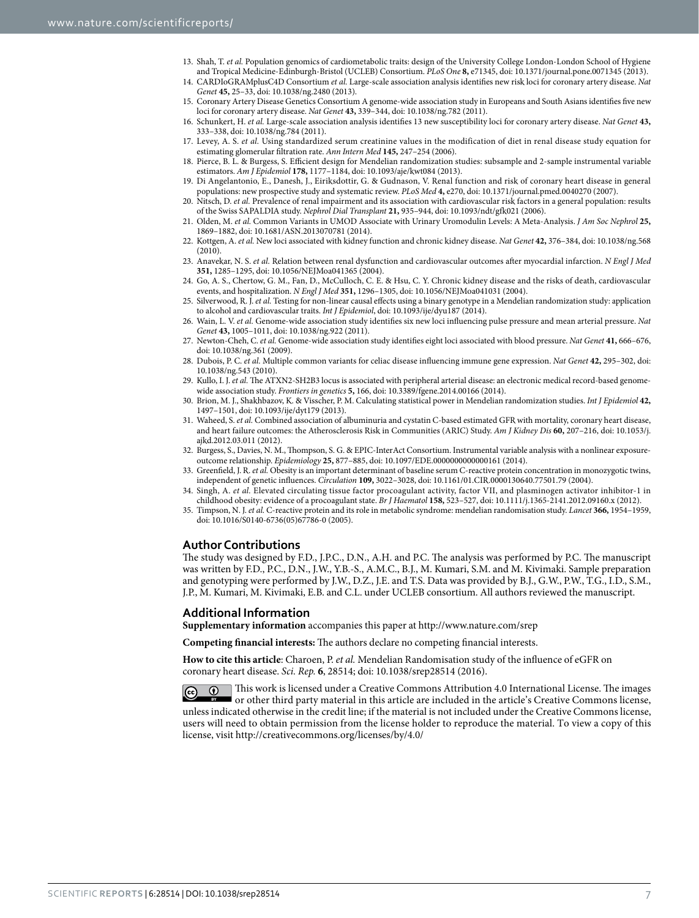13. Shah, T. *et al.* Population genomics of cardiometabolic traits: design of the University College London-London School of Hygiene and Tropical Medicine-Edinburgh-Bristol (UCLEB) Consortium. *PLoS One* **8,** e71345, doi: 10.1371/journal.pone.0071345 (2013).
14. CARDIoGRAMplusC4D Consortium *et al.* Large-scale association analysis identifies new risk loci for coronary artery disease. *Nat Genet* **45,** 25–33, doi: 10.1038/ng.2480 (2013).
15. Coronary Artery Disease Genetics Consortium A genome-wide association study in Europeans and South Asians identifies five new loci for coronary artery disease. *Nat Genet* **43,** 339–344, doi: 10.1038/ng.782 (2011).
16. Schunkert, H. *et al.* Large-scale association analysis identifies 13 new susceptibility loci for coronary artery disease. *Nat Genet* **43,** 333–338, doi: 10.1038/ng.784 (2011).
17. Levey, A. S. *et al.* Using standardized serum creatinine values in the modification of diet in renal disease study equation for estimating glomerular filtration rate. *Ann Intern Med* **145,** 247–254 (2006).
18. Pierce, B. L. & Burgess, S. Efficient design for Mendelian randomization studies: subsample and 2-sample instrumental variable estimators. *Am J Epidemiol* **178,** 1177–1184, doi: 10.1093/aje/kwt084 (2013).
19. Di Angelantonio, E., Danesh, J., Eiriksdottir, G. & Gudnason, V. Renal function and risk of coronary heart disease in general populations: new prospective study and systematic review. *PLoS Med* **4,** e270, doi: 10.1371/journal.pmed.0040270 (2007).
20. Nitsch, D. *et al.* Prevalence of renal impairment and its association with cardiovascular risk factors in a general population: results of the Swiss SAPALDIA study. *Nephrol Dial Transplant* **21,** 935–944, doi: 10.1093/ndt/gfk021 (2006).
21. Olden, M. *et al.* Common Variants in UMOD Associate with Urinary Uromodulin Levels: A Meta-Analysis. *J Am Soc Nephrol* **25,** 1869–1882, doi: 10.1681/ASN.2013070781 (2014).
22. Kottgen, A. *et al.* New loci associated with kidney function and chronic kidney disease. *Nat Genet* **42,** 376–384, doi: 10.1038/ng.568 (2010).
23. Anavekar, N. S. *et al.* Relation between renal dysfunction and cardiovascular outcomes after myocardial infarction. *N Engl J Med* **351,** 1285–1295, doi: 10.1056/NEJMoa041365 (2004).
24. Go, A. S., Chertow, G. M., Fan, D., McCulloch, C. E. & Hsu, C. Y. Chronic kidney disease and the risks of death, cardiovascular events, and hospitalization. *N Engl J Med* **351,** 1296–1305, doi: 10.1056/NEJMoa041031 (2004).
25. Silverwood, R. J. *et al.* Testing for non-linear causal effects using a binary genotype in a Mendelian randomization study: application to alcohol and cardiovascular traits. *Int J Epidemiol*, doi: 10.1093/ije/dyu187 (2014).
26. Wain, L. V. *et al.* Genome-wide association study identifies six new loci influencing pulse pressure and mean arterial pressure. *Nat Genet* **43,** 1005–1011, doi: 10.1038/ng.922 (2011).
27. Newton-Cheh, C. *et al.* Genome-wide association study identifies eight loci associated with blood pressure. *Nat Genet* **41,** 666–676, doi: 10.1038/ng.361 (2009).
28. Dubois, P. C. *et al.* Multiple common variants for celiac disease influencing immune gene expression. *Nat Genet* **42,** 295–302, doi: 10.1038/ng.543 (2010).
29. Kullo, I. J. *et al.* The ATXN2-SH2B3 locus is associated with peripheral arterial disease: an electronic medical record-based genome-wide association study. *Frontiers in genetics* **5,** 166, doi: 10.3389/fgene.2014.00166 (2014).
30. Brion, M. J., Shakhbazov, K. & Visscher, P. M. Calculating statistical power in Mendelian randomization studies. *Int J Epidemiol* **42,** 1497–1501, doi: 10.1093/ije/dyt179 (2013).
31. Waheed, S. *et al.* Combined association of albuminuria and cystatin C-based estimated GFR with mortality, coronary heart disease, and heart failure outcomes: the Atherosclerosis Risk in Communities (ARIC) Study. *Am J Kidney Dis* **60,** 207–216, doi: 10.1053/j.ajkd.2012.03.011 (2012).
32. Burgess, S., Davies, N. M., Thompson, S. G. & EPIC-InterAct Consortium. Instrumental variable analysis with a nonlinear exposure-outcome relationship. *Epidemiology* **25,** 877–885, doi: 10.1097/EDE.0000000000000161 (2014).
33. Greenfield, J. R. *et al.* Obesity is an important determinant of baseline serum C-reactive protein concentration in monozygotic twins, independent of genetic influences. *Circulation* **109,** 3022–3028, doi: 10.1161/01.CIR.0000130640.77501.79 (2004).
34. Singh, A. *et al.* Elevated circulating tissue factor procoagulant activity, factor VII, and plasminogen activator inhibitor-1 in childhood obesity: evidence of a procoagulant state. *Br J Haematol* **158,** 523–527, doi: 10.1111/j.1365-2141.2012.09160.x (2012).
35. Timpson, N. J. *et al.* C-reactive protein and its role in metabolic syndrome: mendelian randomisation study. *Lancet* **366,** 1954–1959, doi: 10.1016/S0140-6736(05)67786-0 (2005).

## Author Contributions

The study was designed by F.D., J.P.C., D.N., A.H. and P.C. The analysis was performed by P.C. The manuscript was written by F.D., P.C., D.N., J.W., Y.B.-S., A.M.C., B.J., M. Kumari, S.M. and M. Kivimaki. Sample preparation and genotyping were performed by J.W., D.Z., J.E. and T.S. Data was provided by B.J., G.W., P.W., T.G., I.D., S.M., J.P., M. Kumari, M. Kivimaki, E.B. and C.L. under UCLEB consortium. All authors reviewed the manuscript.

## Additional Information

**Supplementary information** accompanies this paper at http://www.nature.com/srep

**Competing financial interests:** The authors declare no competing financial interests.

**How to cite this article**: Charoen, P. *et al.* Mendelian Randomisation study of the influence of eGFR on coronary heart disease. *Sci. Rep.* **6**, 28514; doi: 10.1038/srep28514 (2016).

This work is licensed under a Creative Commons Attribution 4.0 International License. The images or other third party material in this article are included in the article's Creative Commons license, unless indicated otherwise in the credit line; if the material is not included under the Creative Commons license, users will need to obtain permission from the license holder to reproduce the material. To view a copy of this license, visit http://creativecommons.org/licenses/by/4.0/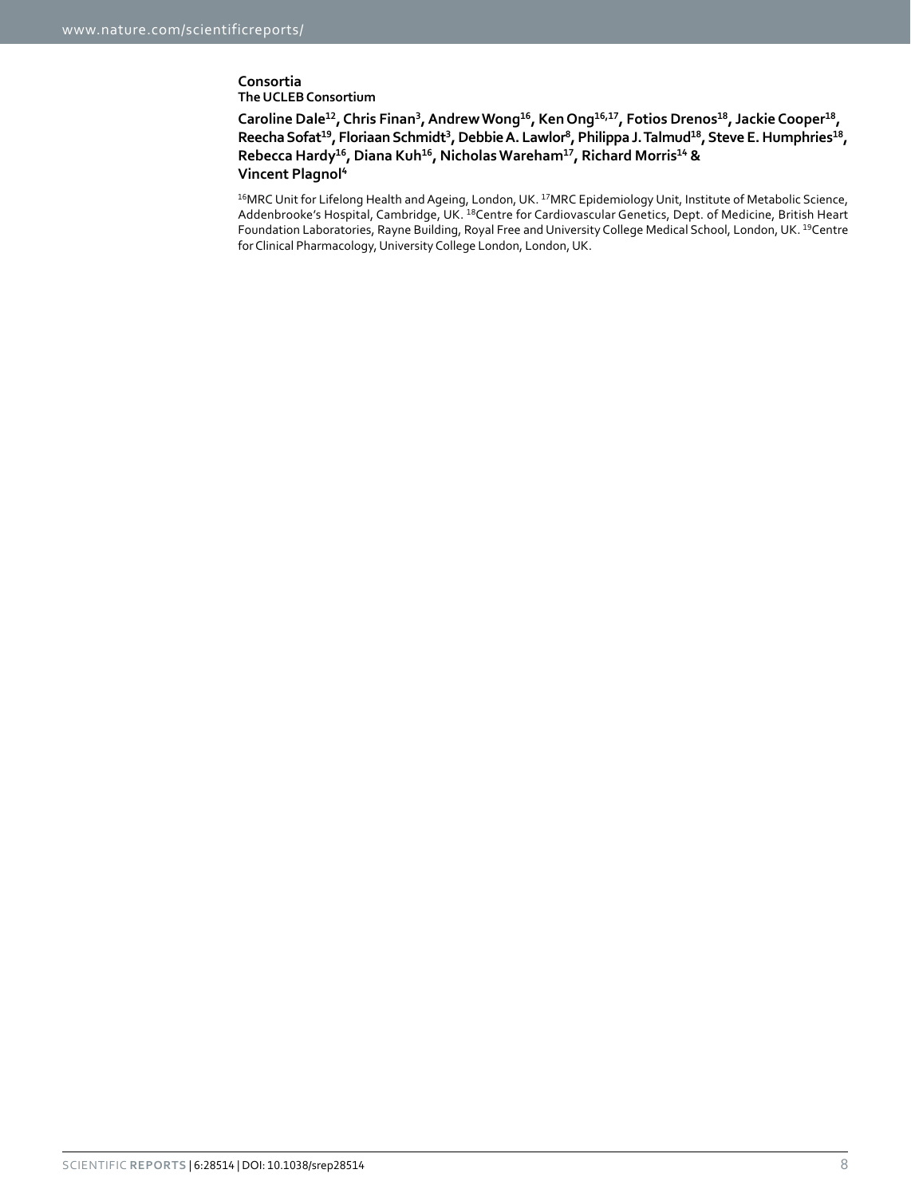## Consortia

### The UCLEB Consortium

**Caroline Dale[12], Chris Finan[3], Andrew Wong[16], Ken Ong[16,17], Fotios Drenos[18], Jackie Cooper[18], Reecha Sofat[19], Floriaan Schmidt[3], Debbie A. Lawlor[8], Philippa J. Talmud[18], Steve E. Humphries[18], Rebecca Hardy[16], Diana Kuh[16], Nicholas Wareham[17], Richard Morris[14] & Vincent Plagnol[4]**

[16]MRC Unit for Lifelong Health and Ageing, London, UK. [17]MRC Epidemiology Unit, Institute of Metabolic Science, Addenbrooke's Hospital, Cambridge, UK. [18]Centre for Cardiovascular Genetics, Dept. of Medicine, British Heart Foundation Laboratories, Rayne Building, Royal Free and University College Medical School, London, UK. [19]Centre for Clinical Pharmacology, University College London, London, UK.